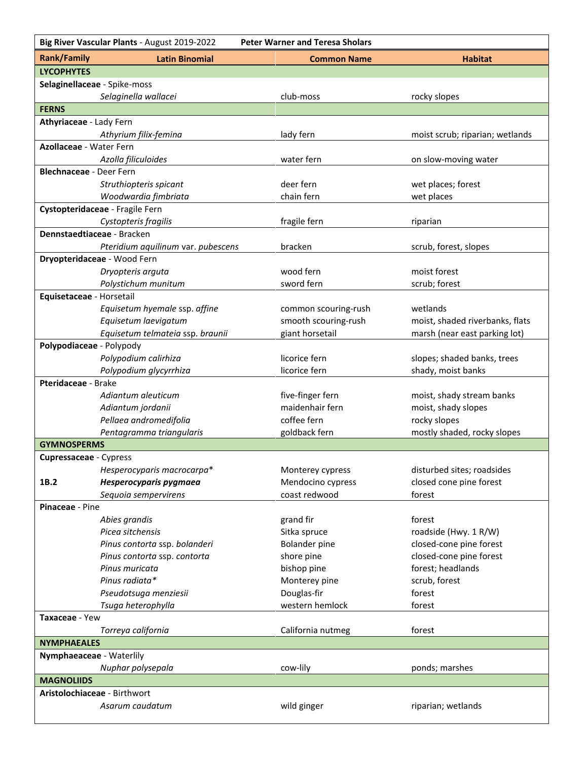**Big River Vascular Plants** - August 2019-2022 **Peter Warner and Teresa Sholars**

| Rank/Family | Latin Binomial | Common Name | Habitat |
|---|---|---|---|
| **LYCOPHYTES** | | | |
| **Selaginellaceae** - Spike-moss | | | |
| | *Selaginella wallacei* | club-moss | rocky slopes |
| **FERNS** | | | |
| **Athyriaceae** - Lady Fern | | | |
| | *Athyrium filix-femina* | lady fern | moist scrub; riparian; wetlands |
| **Azollaceae** - Water Fern | | | |
| | *Azolla filiculoides* | water fern | on slow-moving water |
| **Blechnaceae** - Deer Fern | | | |
| | *Struthiopteris spicant* | deer fern | wet places; forest |
| | *Woodwardia fimbriata* | chain fern | wet places |
| **Cystopteridaceae** - Fragile Fern | | | |
| | *Cystopteris fragilis* | fragile fern | riparian |
| **Dennstaedtiaceae** - Bracken | | | |
| | *Pteridium aquilinum* var. *pubescens* | bracken | scrub, forest, slopes |
| **Dryopteridaceae** - Wood Fern | | | |
| | *Dryopteris arguta* | wood fern | moist forest |
| | *Polystichum munitum* | sword fern | scrub; forest |
| **Equisetaceae** - Horsetail | | | |
| | *Equisetum hyemale* ssp. *affine* | common scouring-rush | wetlands |
| | *Equisetum laevigatum* | smooth scouring-rush | moist, shaded riverbanks, flats |
| | *Equisetum telmateia* ssp. *braunii* | giant horsetail | marsh (near east parking lot) |
| **Polypodiaceae** - Polypody | | | |
| | *Polypodium calirhiza* | licorice fern | slopes; shaded banks, trees |
| | *Polypodium glycyrrhiza* | licorice fern | shady, moist banks |
| **Pteridaceae** - Brake | | | |
| | *Adiantum aleuticum* | five-finger fern | moist, shady stream banks |
| | *Adiantum jordanii* | maidenhair fern | moist, shady slopes |
| | *Pellaea andromedifolia* | coffee fern | rocky slopes |
| | *Pentagramma triangularis* | goldback fern | mostly shaded, rocky slopes |
| **GYMNOSPERMS** | | | |
| **Cupressaceae** - Cypress | | | |
| | *Hesperocyparis macrocarpa** | Monterey cypress | disturbed sites; roadsides |
| **1B.2** | ***Hesperocyparis pygmaea*** | Mendocino cypress | closed cone pine forest |
| | *Sequoia sempervirens* | coast redwood | forest |
| **Pinaceae** - Pine | | | |
| | *Abies grandis* | grand fir | forest |
| | *Picea sitchensis* | Sitka spruce | roadside (Hwy. 1 R/W) |
| | *Pinus contorta* ssp. *bolanderi* | Bolander pine | closed-cone pine forest |
| | *Pinus contorta* ssp. *contorta* | shore pine | closed-cone pine forest |
| | *Pinus muricata* | bishop pine | forest; headlands |
| | *Pinus radiata** | Monterey pine | scrub, forest |
| | *Pseudotsuga menziesii* | Douglas-fir | forest |
| | *Tsuga heterophylla* | western hemlock | forest |
| **Taxaceae** - Yew | | | |
| | *Torreya californica* | California nutmeg | forest |
| **NYMPHAEALES** | | | |
| **Nymphaeaceae** - Waterlily | | | |
| | *Nuphar polysepala* | cow-lily | ponds; marshes |
| **MAGNOLIIDS** | | | |
| **Aristolochiaceae** - Birthwort | | | |
| | *Asarum caudatum* | wild ginger | riparian; wetlands |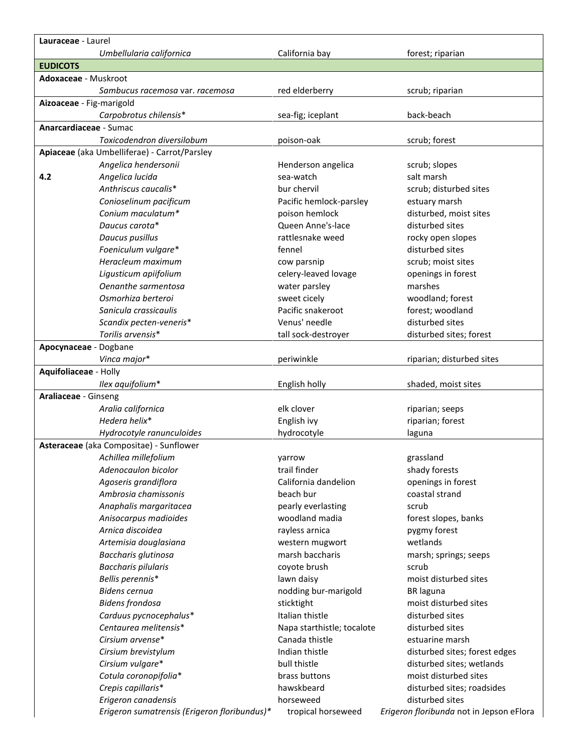| | | | |
|---|---|---|---|
| **Lauraceae** - Laurel | | | |
| | *Umbellularia californica* | California bay | forest; riparian |
| **EUDICOTS** | | | |
| **Adoxaceae** - Muskroot | | | |
| | *Sambucus racemosa* var. *racemosa* | red elderberry | scrub; riparian |
| **Aizoaceae** - Fig-marigold | | | |
| | *Carpobrotus chilensis** | sea-fig; iceplant | back-beach |
| **Anarcardiaceae** - Sumac | | | |
| | *Toxicodendron diversilobum* | poison-oak | scrub; forest |
| **Apiaceae** (aka Umbelliferae) - Carrot/Parsley | | | |
| | *Angelica hendersonii* | Henderson angelica | scrub; slopes |
| **4.2** | *Angelica lucida* | sea-watch | salt marsh |
| | *Anthriscus caucalis** | bur chervil | scrub; disturbed sites |
| | *Conioselinum pacificum* | Pacific hemlock-parsley | estuary marsh |
| | *Conium maculatum** | poison hemlock | disturbed, moist sites |
| | *Daucus carota** | Queen Anne's-lace | disturbed sites |
| | *Daucus pusillus* | rattlesnake weed | rocky open slopes |
| | *Foeniculum vulgare** | fennel | disturbed sites |
| | *Heracleum maximum* | cow parsnip | scrub; moist sites |
| | *Ligusticum apiifolium* | celery-leaved lovage | openings in forest |
| | *Oenanthe sarmentosa* | water parsley | marshes |
| | *Osmorhiza berteroi* | sweet cicely | woodland; forest |
| | *Sanicula crassicaulis* | Pacific snakeroot | forest; woodland |
| | *Scandix pecten-veneris** | Venus' needle | disturbed sites |
| | *Torilis arvensis** | tall sock-destroyer | disturbed sites; forest |
| **Apocynaceae** - Dogbane | | | |
| | *Vinca major** | periwinkle | riparian; disturbed sites |
| **Aquifoliaceae** - Holly | | | |
| | *Ilex aquifolium** | English holly | shaded, moist sites |
| **Araliaceae** - Ginseng | | | |
| | *Aralia californica* | elk clover | riparian; seeps |
| | *Hedera helix** | English ivy | riparian; forest |
| | *Hydrocotyle ranunculoides* | hydrocotyle | laguna |
| **Asteraceae** (aka Compositae) - Sunflower | | | |
| | *Achillea millefolium* | yarrow | grassland |
| | *Adenocaulon bicolor* | trail finder | shady forests |
| | *Agoseris grandiflora* | California dandelion | openings in forest |
| | *Ambrosia chamissonis* | beach bur | coastal strand |
| | *Anaphalis margaritacea* | pearly everlasting | scrub |
| | *Anisocarpus madioides* | woodland madia | forest slopes, banks |
| | *Arnica discoidea* | rayless arnica | pygmy forest |
| | *Artemisia douglasiana* | western mugwort | wetlands |
| | *Baccharis glutinosa* | marsh baccharis | marsh; springs; seeps |
| | *Baccharis pilularis* | coyote brush | scrub |
| | *Bellis perennis** | lawn daisy | moist disturbed sites |
| | *Bidens cernua* | nodding bur-marigold | BR laguna |
| | *Bidens frondosa* | sticktight | moist disturbed sites |
| | *Carduus pycnocephalus** | Italian thistle | disturbed sites |
| | *Centaurea melitensis** | Napa starthistle; tocalote | disturbed sites |
| | *Cirsium arvense** | Canada thistle | estuarine marsh |
| | *Cirsium brevistylum* | Indian thistle | disturbed sites; forest edges |
| | *Cirsium vulgare** | bull thistle | disturbed sites; wetlands |
| | *Cotula coronopifolia** | brass buttons | moist disturbed sites |
| | *Crepis capillaris** | hawskbeard | disturbed sites; roadsides |
| | *Erigeron canadensis* | horseweed | disturbed sites |
| | *Erigeron sumatrensis (Erigeron floribundus)** | tropical horseweed | *Erigeron floribunda* not in Jepson eFlora |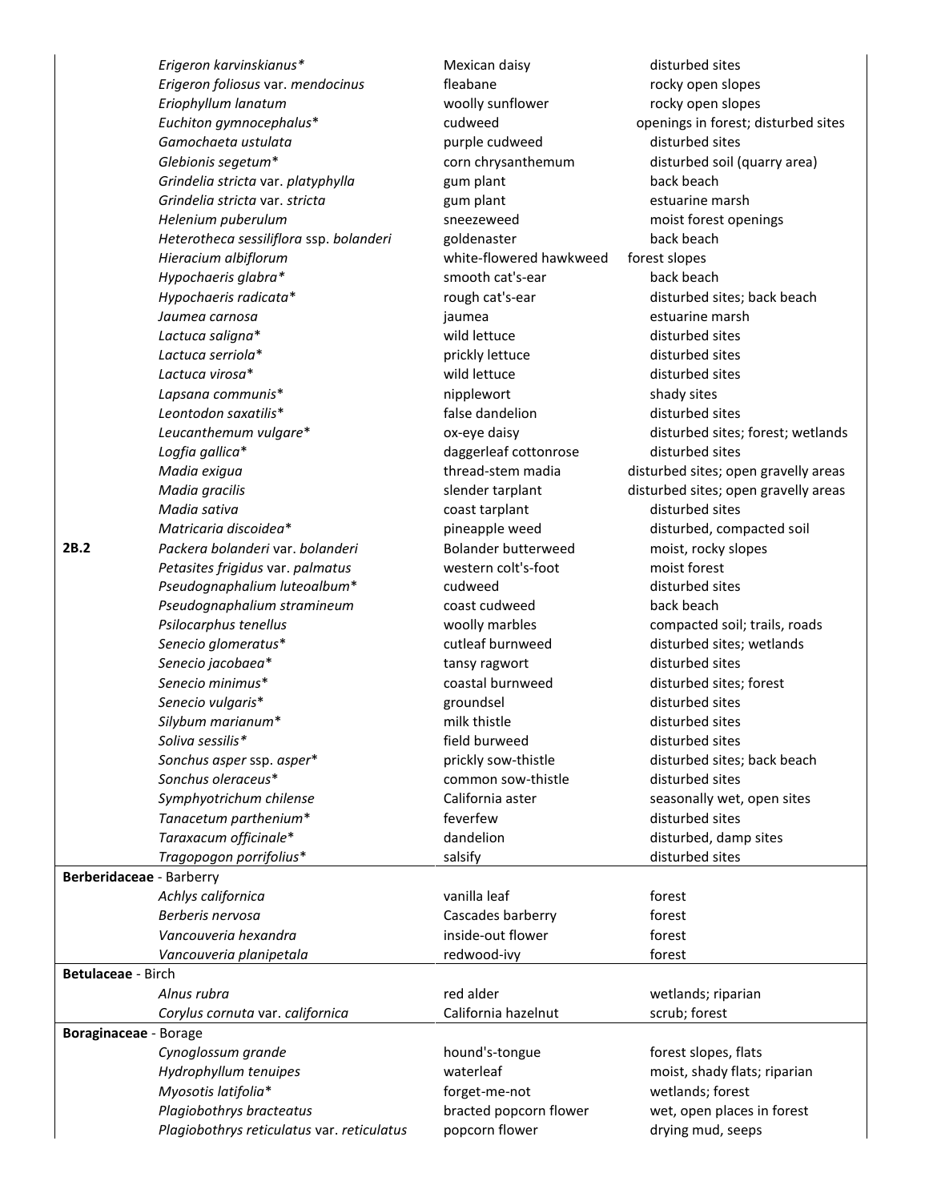| | | | |
|---|---|---|---|
| | *Erigeron karvinskianus** | Mexican daisy | disturbed sites |
| | *Erigeron foliosus* var. *mendocinus* | fleabane | rocky open slopes |
| | *Eriophyllum lanatum* | woolly sunflower | rocky open slopes |
| | *Euchiton gymnocephalus** | cudweed | openings in forest; disturbed sites |
| | *Gamochaeta ustulata* | purple cudweed | disturbed sites |
| | *Glebionis segetum** | corn chrysanthemum | disturbed soil (quarry area) |
| | *Grindelia stricta* var. *platyphylla* | gum plant | back beach |
| | *Grindelia stricta* var. *stricta* | gum plant | estuarine marsh |
| | *Helenium puberulum* | sneezeweed | moist forest openings |
| | *Heterotheca sessiliflora* ssp. *bolanderi* | goldenaster | back beach |
| | *Hieracium albiflorum* | white-flowered hawkweed | forest slopes |
| | *Hypochaeris glabra** | smooth cat's-ear | back beach |
| | *Hypochaeris radicata** | rough cat's-ear | disturbed sites; back beach |
| | *Jaumea carnosa* | jaumea | estuarine marsh |
| | *Lactuca saligna** | wild lettuce | disturbed sites |
| | *Lactuca serriola** | prickly lettuce | disturbed sites |
| | *Lactuca virosa** | wild lettuce | disturbed sites |
| | *Lapsana communis** | nipplewort | shady sites |
| | *Leontodon saxatilis** | false dandelion | disturbed sites |
| | *Leucanthemum vulgare** | ox-eye daisy | disturbed sites; forest; wetlands |
| | *Logfia gallica** | daggerleaf cottonrose | disturbed sites |
| | *Madia exigua* | thread-stem madia | disturbed sites; open gravelly areas |
| | *Madia gracilis* | slender tarplant | disturbed sites; open gravelly areas |
| | *Madia sativa* | coast tarplant | disturbed sites |
| | *Matricaria discoidea** | pineapple weed | disturbed, compacted soil |
| **2B.2** | *Packera bolanderi* var. *bolanderi* | Bolander butterweed | moist, rocky slopes |
| | *Petasites frigidus* var. *palmatus* | western colt's-foot | moist forest |
| | *Pseudognaphalium luteoalbum** | cudweed | disturbed sites |
| | *Pseudognaphalium stramineum* | coast cudweed | back beach |
| | *Psilocarphus tenellus* | woolly marbles | compacted soil; trails, roads |
| | *Senecio glomeratus** | cutleaf burnweed | disturbed sites; wetlands |
| | *Senecio jacobaea** | tansy ragwort | disturbed sites |
| | *Senecio minimus** | coastal burnweed | disturbed sites; forest |
| | *Senecio vulgaris** | groundsel | disturbed sites |
| | *Silybum marianum** | milk thistle | disturbed sites |
| | *Soliva sessilis** | field burweed | disturbed sites |
| | *Sonchus asper* ssp. *asper** | prickly sow-thistle | disturbed sites; back beach |
| | *Sonchus oleraceus** | common sow-thistle | disturbed sites |
| | *Symphyotrichum chilense* | California aster | seasonally wet, open sites |
| | *Tanacetum parthenium** | feverfew | disturbed sites |
| | *Taraxacum officinale** | dandelion | disturbed, damp sites |
| | *Tragopogon porrifolius** | salsify | disturbed sites |
| **Berberidaceae** - Barberry | | | |
| | *Achlys californica* | vanilla leaf | forest |
| | *Berberis nervosa* | Cascades barberry | forest |
| | *Vancouveria hexandra* | inside-out flower | forest |
| | *Vancouveria planipetala* | redwood-ivy | forest |
| **Betulaceae** - Birch | | | |
| | *Alnus rubra* | red alder | wetlands; riparian |
| | *Corylus cornuta* var. *californica* | California hazelnut | scrub; forest |
| **Boraginaceae** - Borage | | | |
| | *Cynoglossum grande* | hound's-tongue | forest slopes, flats |
| | *Hydrophyllum tenuipes* | waterleaf | moist, shady flats; riparian |
| | *Myosotis latifolia** | forget-me-not | wetlands; forest |
| | *Plagiobothrys bracteatus* | bracted popcorn flower | wet, open places in forest |
| | *Plagiobothrys reticulatus* var. *reticulatus* | popcorn flower | drying mud, seeps |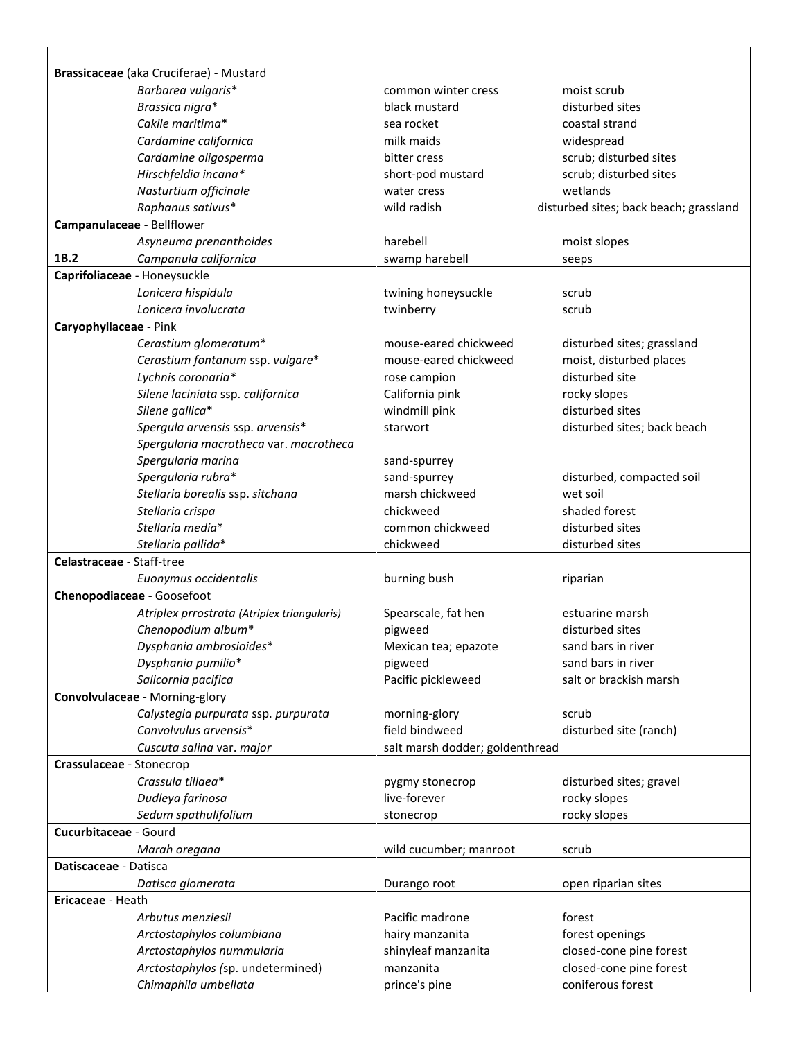| | | | |
|---|---|---|---|
| **Brassicaceae** (aka Cruciferae) - Mustard | | | |
| | *Barbarea vulgaris** | common winter cress | moist scrub |
| | *Brassica nigra** | black mustard | disturbed sites |
| | *Cakile maritima** | sea rocket | coastal strand |
| | *Cardamine californica* | milk maids | widespread |
| | *Cardamine oligosperma* | bitter cress | scrub; disturbed sites |
| | *Hirschfeldia incana** | short-pod mustard | scrub; disturbed sites |
| | *Nasturtium officinale* | water cress | wetlands |
| | *Raphanus sativus** | wild radish | disturbed sites; back beach; grassland |
| **Campanulaceae** - Bellflower | | | |
| | *Asyneuma prenanthoides* | harebell | moist slopes |
| **1B.2** | *Campanula californica* | swamp harebell | seeps |
| **Caprifoliaceae** - Honeysuckle | | | |
| | *Lonicera hispidula* | twining honeysuckle | scrub |
| | *Lonicera involucrata* | twinberry | scrub |
| **Caryophyllaceae** - Pink | | | |
| | *Cerastium glomeratum** | mouse-eared chickweed | disturbed sites; grassland |
| | *Cerastium fontanum* ssp. *vulgare** | mouse-eared chickweed | moist, disturbed places |
| | *Lychnis coronaria** | rose campion | disturbed site |
| | *Silene laciniata* ssp. *californica* | California pink | rocky slopes |
| | *Silene gallica** | windmill pink | disturbed sites |
| | *Spergula arvensis* ssp. *arvensis** | starwort | disturbed sites; back beach |
| | *Spergularia macrotheca* var. *macrotheca* | | |
| | *Spergularia marina* | sand-spurrey | |
| | *Spergularia rubra** | sand-spurrey | disturbed, compacted soil |
| | *Stellaria borealis* ssp. *sitchana* | marsh chickweed | wet soil |
| | *Stellaria crispa* | chickweed | shaded forest |
| | *Stellaria media** | common chickweed | disturbed sites |
| | *Stellaria pallida** | chickweed | disturbed sites |
| **Celastraceae** - Staff-tree | | | |
| | *Euonymus occidentalis* | burning bush | riparian |
| **Chenopodiaceae** - Goosefoot | | | |
| | *Atriplex prrostrata (Atriplex triangularis)* | Spearscale, fat hen | estuarine marsh |
| | *Chenopodium album** | pigweed | disturbed sites |
| | *Dysphania ambrosioides** | Mexican tea; epazote | sand bars in river |
| | *Dysphania pumilio** | pigweed | sand bars in river |
| | *Salicornia pacifica* | Pacific pickleweed | salt or brackish marsh |
| **Convolvulaceae** - Morning-glory | | | |
| | *Calystegia purpurata* ssp. *purpurata* | morning-glory | scrub |
| | *Convolvulus arvensis** | field bindweed | disturbed site (ranch) |
| | *Cuscuta salina* var. *major* | salt marsh dodder; goldenthread | |
| **Crassulaceae** - Stonecrop | | | |
| | *Crassula tillaea** | pygmy stonecrop | disturbed sites; gravel |
| | *Dudleya farinosa* | live-forever | rocky slopes |
| | *Sedum spathulifolium* | stonecrop | rocky slopes |
| **Cucurbitaceae** - Gourd | | | |
| | *Marah oregana* | wild cucumber; manroot | scrub |
| **Datiscaceae** - Datisca | | | |
| | *Datisca glomerata* | Durango root | open riparian sites |
| **Ericaceae** - Heath | | | |
| | *Arbutus menziesii* | Pacific madrone | forest |
| | *Arctostaphylos columbiana* | hairy manzanita | forest openings |
| | *Arctostaphylos nummularia* | shinyleaf manzanita | closed-cone pine forest |
| | *Arctostaphylos (*sp. undetermined) | manzanita | closed-cone pine forest |
| | *Chimaphila umbellata* | prince's pine | coniferous forest |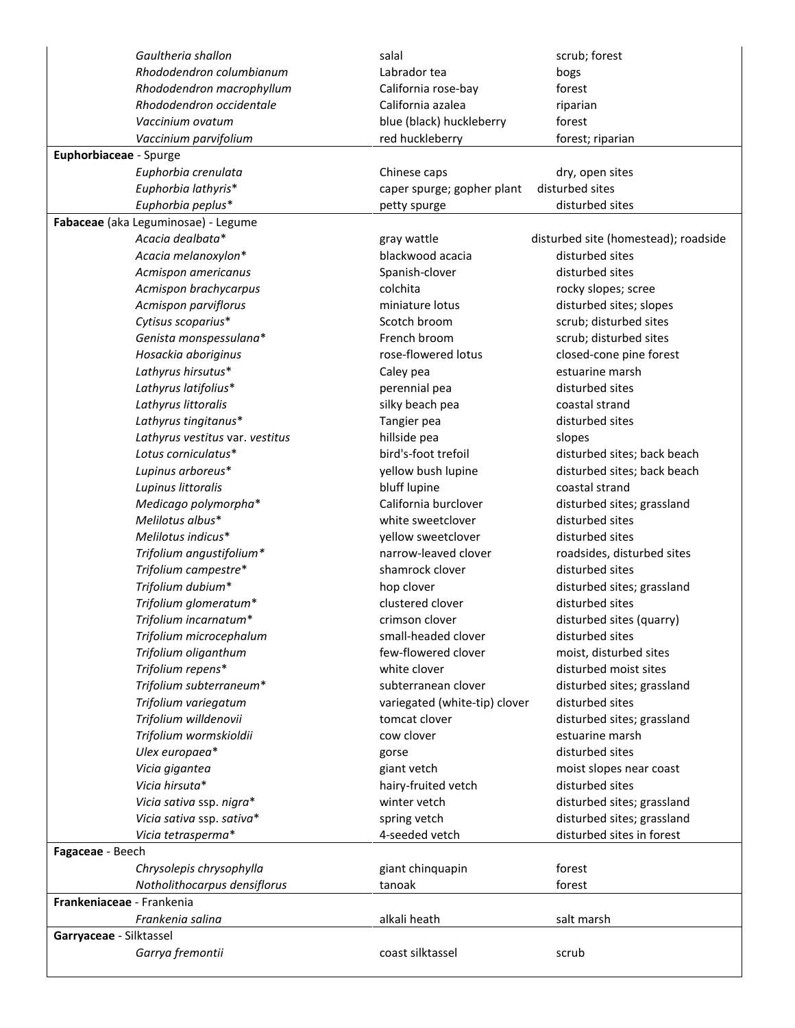| | | |
|---|---|---|
| *Gaultheria shallon* | salal | scrub; forest |
| *Rhododendron columbianum* | Labrador tea | bogs |
| *Rhododendron macrophyllum* | California rose-bay | forest |
| *Rhododendron occidentale* | California azalea | riparian |
| *Vaccinium ovatum* | blue (black) huckleberry | forest |
| *Vaccinium parvifolium* | red huckleberry | forest; riparian |
| **Euphorbiaceae** - Spurge | | |
| *Euphorbia crenulata* | Chinese caps | dry, open sites |
| *Euphorbia lathyris** | caper spurge; gopher plant | disturbed sites |
| *Euphorbia peplus** | petty spurge | disturbed sites |
| **Fabaceae** (aka Leguminosae) - Legume | | |
| *Acacia dealbata** | gray wattle | disturbed site (homestead); roadside |
| *Acacia melanoxylon** | blackwood acacia | disturbed sites |
| *Acmispon americanus* | Spanish-clover | disturbed sites |
| *Acmispon brachycarpus* | colchita | rocky slopes; scree |
| *Acmispon parviflorus* | miniature lotus | disturbed sites; slopes |
| *Cytisus scoparius** | Scotch broom | scrub; disturbed sites |
| *Genista monspessulana** | French broom | scrub; disturbed sites |
| *Hosackia aboriginus* | rose-flowered lotus | closed-cone pine forest |
| *Lathyrus hirsutus** | Caley pea | estuarine marsh |
| *Lathyrus latifolius** | perennial pea | disturbed sites |
| *Lathyrus littoralis* | silky beach pea | coastal strand |
| *Lathyrus tingitanus** | Tangier pea | disturbed sites |
| *Lathyrus vestitus* var. *vestitus* | hillside pea | slopes |
| *Lotus corniculatus** | bird's-foot trefoil | disturbed sites; back beach |
| *Lupinus arboreus** | yellow bush lupine | disturbed sites; back beach |
| *Lupinus littoralis* | bluff lupine | coastal strand |
| *Medicago polymorpha** | California burclover | disturbed sites; grassland |
| *Melilotus albus** | white sweetclover | disturbed sites |
| *Melilotus indicus** | yellow sweetclover | disturbed sites |
| *Trifolium angustifolium** | narrow-leaved clover | roadsides, disturbed sites |
| *Trifolium campestre** | shamrock clover | disturbed sites |
| *Trifolium dubium** | hop clover | disturbed sites; grassland |
| *Trifolium glomeratum** | clustered clover | disturbed sites |
| *Trifolium incarnatum** | crimson clover | disturbed sites (quarry) |
| *Trifolium microcephalum* | small-headed clover | disturbed sites |
| *Trifolium oliganthum* | few-flowered clover | moist, disturbed sites |
| *Trifolium repens** | white clover | disturbed moist sites |
| *Trifolium subterraneum** | subterranean clover | disturbed sites; grassland |
| *Trifolium variegatum* | variegated (white-tip) clover | disturbed sites |
| *Trifolium willdenovii* | tomcat clover | disturbed sites; grassland |
| *Trifolium wormskioldii* | cow clover | estuarine marsh |
| *Ulex europaea** | gorse | disturbed sites |
| *Vicia gigantea* | giant vetch | moist slopes near coast |
| *Vicia hirsuta** | hairy-fruited vetch | disturbed sites |
| *Vicia sativa* ssp. *nigra** | winter vetch | disturbed sites; grassland |
| *Vicia sativa* ssp. *sativa** | spring vetch | disturbed sites; grassland |
| *Vicia tetrasperma** | 4-seeded vetch | disturbed sites in forest |
| **Fagaceae** - Beech | | |
| *Chrysolepis chrysophylla* | giant chinquapin | forest |
| *Notholithocarpus densiflorus* | tanoak | forest |
| **Frankeniaceae** - Frankenia | | |
| *Frankenia salina* | alkali heath | salt marsh |
| **Garryaceae** - Silktassel | | |
| *Garrya fremontii* | coast silktassel | scrub |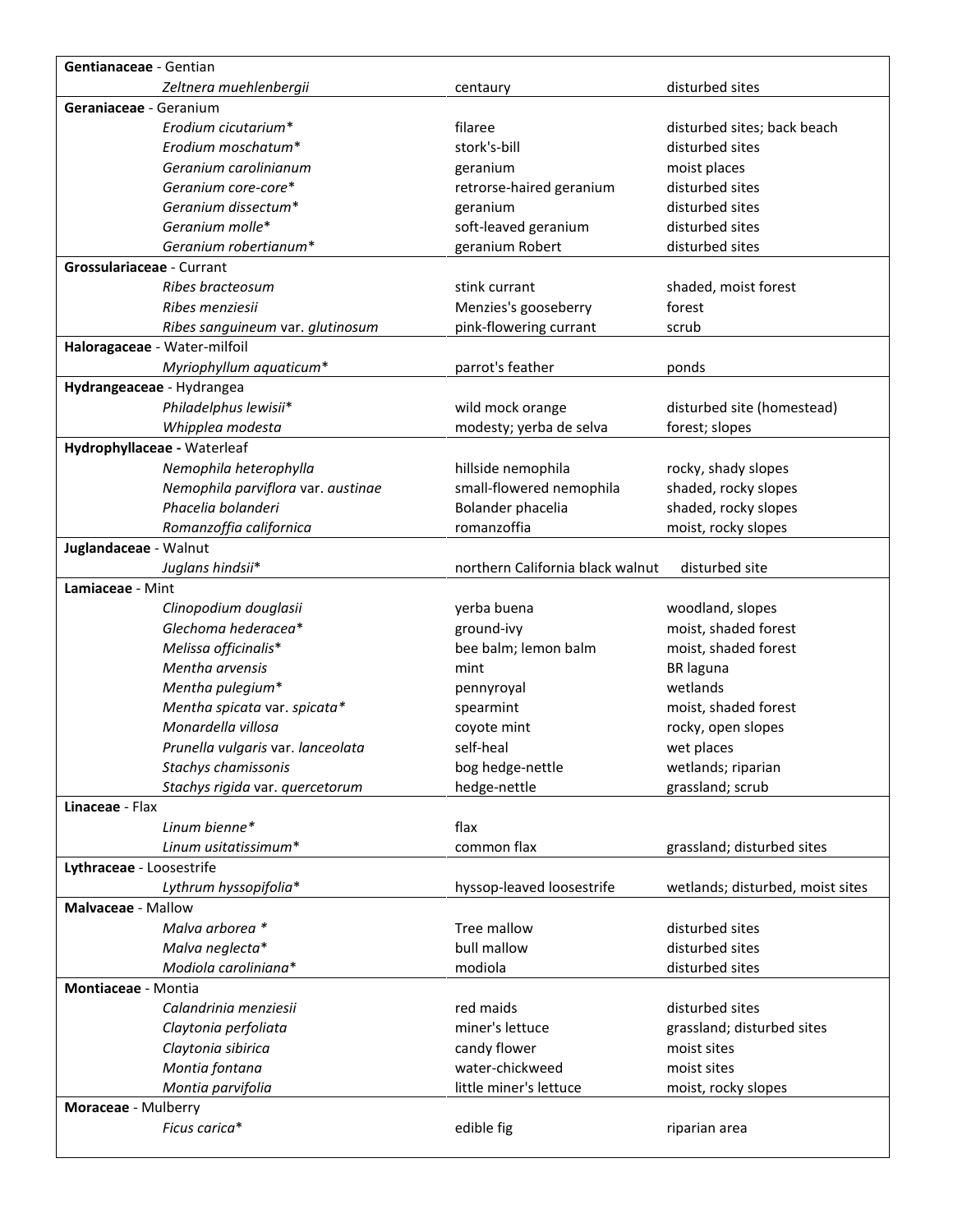| | | |
|---|---|---|
| **Gentianaceae** - Gentian | | |
| *Zeltnera muehlenbergii* | centaury | disturbed sites |
| **Geraniaceae** - Geranium | | |
| *Erodium cicutarium*\* | filaree | disturbed sites; back beach |
| *Erodium moschatum*\* | stork's-bill | disturbed sites |
| *Geranium carolinianum* | geranium | moist places |
| *Geranium core-core*\* | retrorse-haired geranium | disturbed sites |
| *Geranium dissectum*\* | geranium | disturbed sites |
| *Geranium molle*\* | soft-leaved geranium | disturbed sites |
| *Geranium robertianum*\* | geranium Robert | disturbed sites |
| **Grossulariaceae** - Currant | | |
| *Ribes bracteosum* | stink currant | shaded, moist forest |
| *Ribes menziesii* | Menzies's gooseberry | forest |
| *Ribes sanguineum* var. *glutinosum* | pink-flowering currant | scrub |
| **Haloragaceae** - Water-milfoil | | |
| *Myriophyllum aquaticum*\* | parrot's feather | ponds |
| **Hydrangeaceae** - Hydrangea | | |
| *Philadelphus lewisii*\* | wild mock orange | disturbed site (homestead) |
| *Whipplea modesta* | modesty; yerba de selva | forest; slopes |
| **Hydrophyllaceae - Waterleaf** | | |
| *Nemophila heterophylla* | hillside nemophila | rocky, shady slopes |
| *Nemophila parviflora* var. *austinae* | small-flowered nemophila | shaded, rocky slopes |
| *Phacelia bolanderi* | Bolander phacelia | shaded, rocky slopes |
| *Romanzoffia californica* | romanzoffia | moist, rocky slopes |
| **Juglandaceae** - Walnut | | |
| *Juglans hindsii*\* | northern California black walnut | disturbed site |
| **Lamiaceae** - Mint | | |
| *Clinopodium douglasii* | yerba buena | woodland, slopes |
| *Glechoma hederacea*\* | ground-ivy | moist, shaded forest |
| *Melissa officinalis*\* | bee balm; lemon balm | moist, shaded forest |
| *Mentha arvensis* | mint | BR laguna |
| *Mentha pulegium*\* | pennyroyal | wetlands |
| *Mentha spicata* var. *spicata*\* | spearmint | moist, shaded forest |
| *Monardella villosa* | coyote mint | rocky, open slopes |
| *Prunella vulgaris* var. *lanceolata* | self-heal | wet places |
| *Stachys chamissonis* | bog hedge-nettle | wetlands; riparian |
| *Stachys rigida* var. *quercetorum* | hedge-nettle | grassland; scrub |
| **Linaceae** - Flax | | |
| *Linum bienne*\* | flax | |
| *Linum usitatissimum*\* | common flax | grassland; disturbed sites |
| **Lythraceae** - Loosestrife | | |
| *Lythrum hyssopifolia*\* | hyssop-leaved loosestrife | wetlands; disturbed, moist sites |
| **Malvaceae** - Mallow | | |
| *Malva arborea* \* | Tree mallow | disturbed sites |
| *Malva neglecta*\* | bull mallow | disturbed sites |
| *Modiola caroliniana*\* | modiola | disturbed sites |
| **Montiaceae** - Montia | | |
| *Calandrinia menziesii* | red maids | disturbed sites |
| *Claytonia perfoliata* | miner's lettuce | grassland; disturbed sites |
| *Claytonia sibirica* | candy flower | moist sites |
| *Montia fontana* | water-chickweed | moist sites |
| *Montia parvifolia* | little miner's lettuce | moist, rocky slopes |
| **Moraceae** - Mulberry | | |
| *Ficus carica*\* | edible fig | riparian area |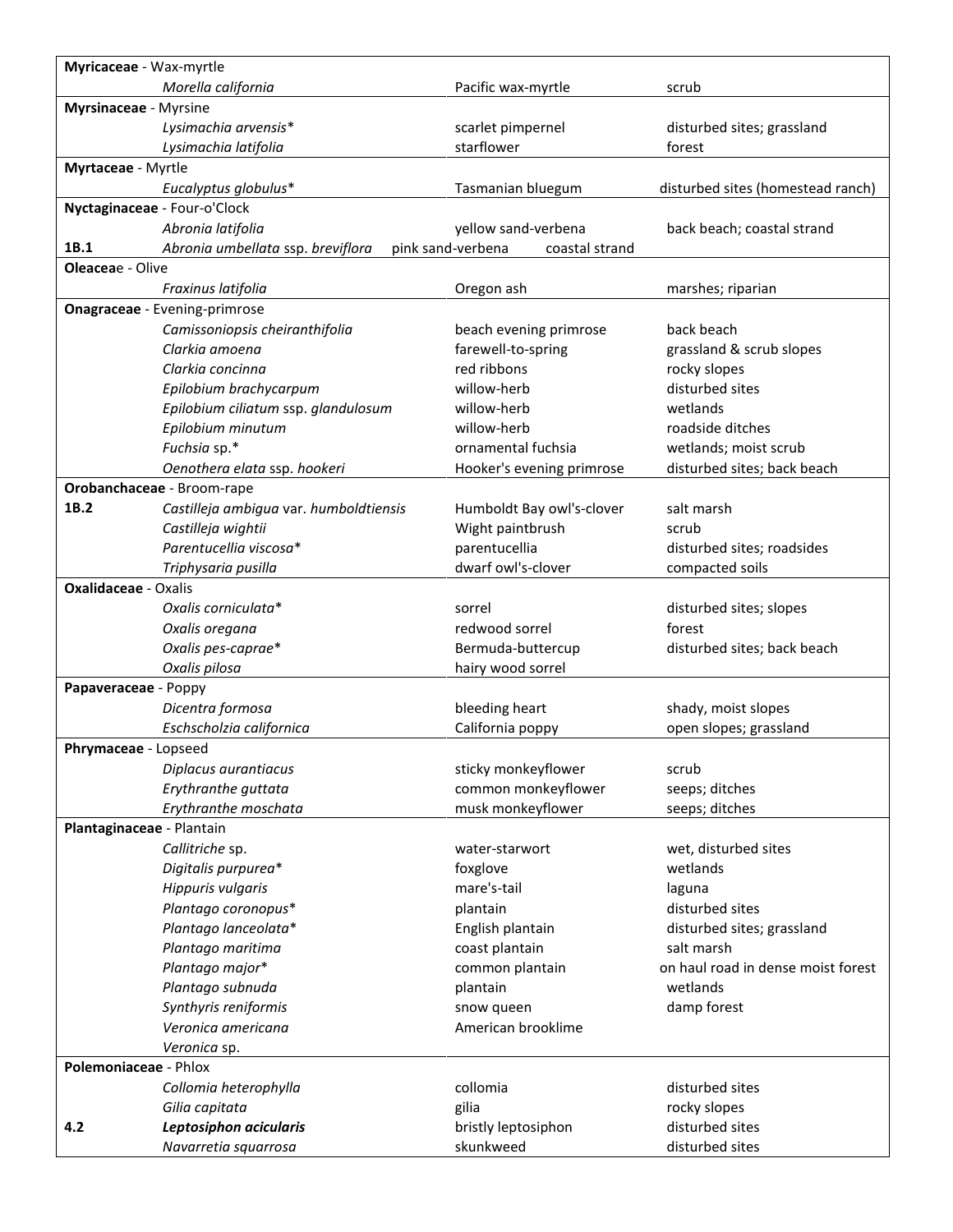| | | | |
|---|---|---|---|
| **Myricaceae** - Wax-myrtle | | | |
| | *Morella california* | Pacific wax-myrtle | scrub |
| **Myrsinaceae** - Myrsine | | | |
| | *Lysimachia arvensis** | scarlet pimpernel | disturbed sites; grassland |
| | *Lysimachia latifolia* | starflower | forest |
| **Myrtaceae** - Myrtle | | | |
| | *Eucalyptus globulus** | Tasmanian bluegum | disturbed sites (homestead ranch) |
| **Nyctaginaceae** - Four-o'Clock | | | |
| | *Abronia latifolia* | yellow sand-verbena | back beach; coastal strand |
| **1B.1** | *Abronia umbellata* ssp. *breviflora* | pink sand-verbena | coastal strand |
| **Oleaceae** - Olive | | | |
| | *Fraxinus latifolia* | Oregon ash | marshes; riparian |
| **Onagraceae** - Evening-primrose | | | |
| | *Camissoniopsis cheiranthifolia* | beach evening primrose | back beach |
| | *Clarkia amoena* | farewell-to-spring | grassland & scrub slopes |
| | *Clarkia concinna* | red ribbons | rocky slopes |
| | *Epilobium brachycarpum* | willow-herb | disturbed sites |
| | *Epilobium ciliatum* ssp. *glandulosum* | willow-herb | wetlands |
| | *Epilobium minutum* | willow-herb | roadside ditches |
| | *Fuchsia* sp.* | ornamental fuchsia | wetlands; moist scrub |
| | *Oenothera elata* ssp. *hookeri* | Hooker's evening primrose | disturbed sites; back beach |
| **Orobanchaceae** - Broom-rape | | | |
| **1B.2** | *Castilleja ambigua* var. *humboldtiensis* | Humboldt Bay owl's-clover | salt marsh |
| | *Castilleja wightii* | Wight paintbrush | scrub |
| | *Parentucellia viscosa** | parentucellia | disturbed sites; roadsides |
| | *Triphysaria pusilla* | dwarf owl's-clover | compacted soils |
| **Oxalidaceae** - Oxalis | | | |
| | *Oxalis corniculata** | sorrel | disturbed sites; slopes |
| | *Oxalis oregana* | redwood sorrel | forest |
| | *Oxalis pes-caprae** | Bermuda-buttercup | disturbed sites; back beach |
| | *Oxalis pilosa* | hairy wood sorrel | |
| **Papaveraceae** - Poppy | | | |
| | *Dicentra formosa* | bleeding heart | shady, moist slopes |
| | *Eschscholzia californica* | California poppy | open slopes; grassland |
| **Phrymaceae** - Lopseed | | | |
| | *Diplacus aurantiacus* | sticky monkeyflower | scrub |
| | *Erythranthe guttata* | common monkeyflower | seeps; ditches |
| | *Erythranthe moschata* | musk monkeyflower | seeps; ditches |
| **Plantaginaceae** - Plantain | | | |
| | *Callitriche* sp. | water-starwort | wet, disturbed sites |
| | *Digitalis purpurea** | foxglove | wetlands |
| | *Hippuris vulgaris* | mare's-tail | laguna |
| | *Plantago coronopus** | plantain | disturbed sites |
| | *Plantago lanceolata** | English plantain | disturbed sites; grassland |
| | *Plantago maritima* | coast plantain | salt marsh |
| | *Plantago major** | common plantain | on haul road in dense moist forest |
| | *Plantago subnuda* | plantain | wetlands |
| | *Synthyris reniformis* | snow queen | damp forest |
| | *Veronica americana* | American brooklime | |
| | *Veronica* sp. | | |
| **Polemoniaceae** - Phlox | | | |
| | *Collomia heterophylla* | collomia | disturbed sites |
| | *Gilia capitata* | gilia | rocky slopes |
| **4.2** | ***Leptosiphon acicularis*** | bristly leptosiphon | disturbed sites |
| | *Navarretia squarrosa* | skunkweed | disturbed sites |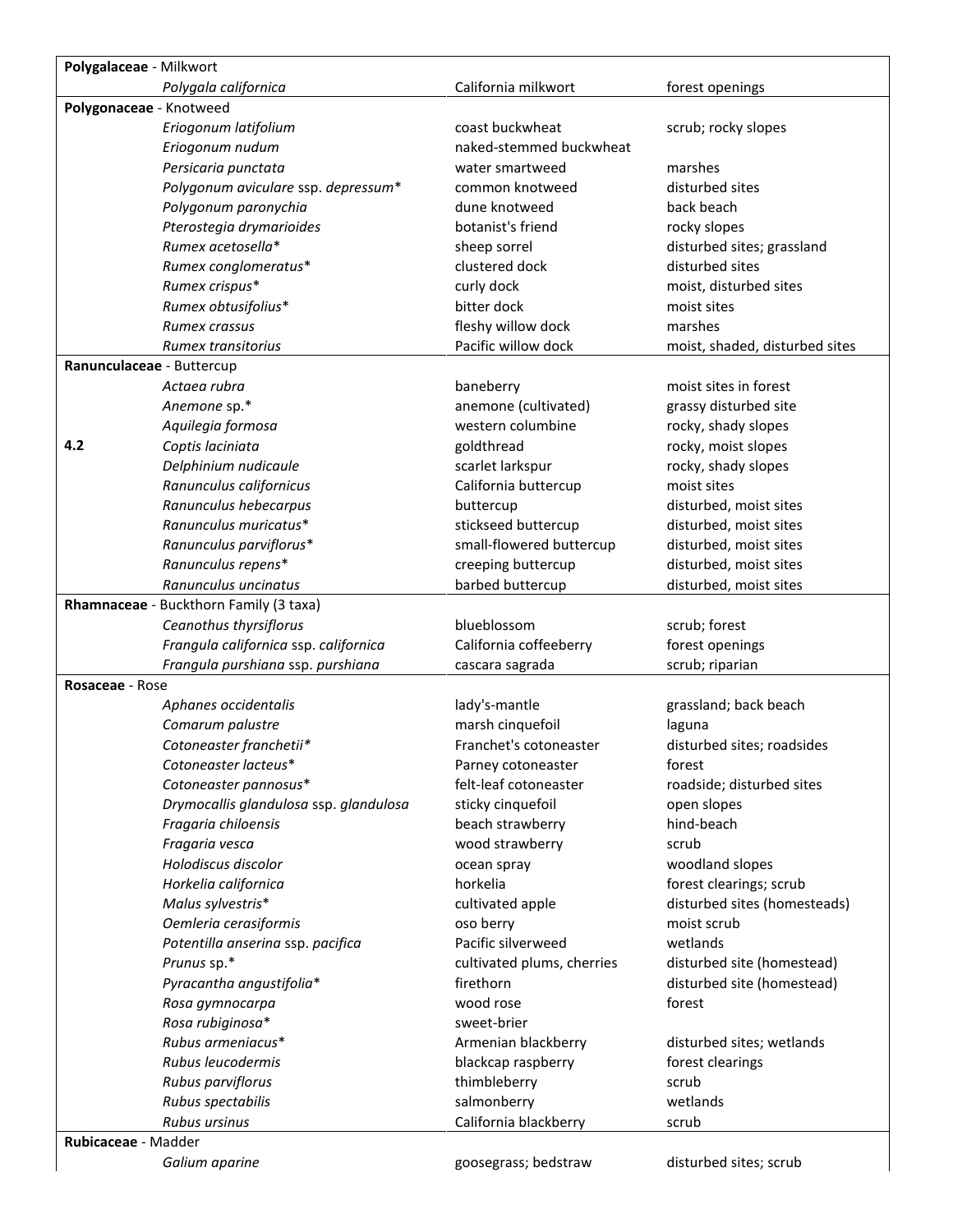| | | | |
|---|---|---|---|
| **Polygalaceae** - Milkwort | | | |
| | *Polygala californica* | California milkwort | forest openings |
| **Polygonaceae** - Knotweed | | | |
| | *Eriogonum latifolium* | coast buckwheat | scrub; rocky slopes |
| | *Eriogonum nudum* | naked-stemmed buckwheat | |
| | *Persicaria punctata* | water smartweed | marshes |
| | *Polygonum aviculare* ssp. *depressum** | common knotweed | disturbed sites |
| | *Polygonum paronychia* | dune knotweed | back beach |
| | *Pterostegia drymarioides* | botanist's friend | rocky slopes |
| | *Rumex acetosella** | sheep sorrel | disturbed sites; grassland |
| | *Rumex conglomeratus** | clustered dock | disturbed sites |
| | *Rumex crispus** | curly dock | moist, disturbed sites |
| | *Rumex obtusifolius** | bitter dock | moist sites |
| | *Rumex crassus* | fleshy willow dock | marshes |
| | *Rumex transitorius* | Pacific willow dock | moist, shaded, disturbed sites |
| **Ranunculaceae** - Buttercup | | | |
| | *Actaea rubra* | baneberry | moist sites in forest |
| | *Anemone* sp.* | anemone (cultivated) | grassy disturbed site |
| | *Aquilegia formosa* | western columbine | rocky, shady slopes |
| **4.2** | *Coptis laciniata* | goldthread | rocky, moist slopes |
| | *Delphinium nudicaule* | scarlet larkspur | rocky, shady slopes |
| | *Ranunculus californicus* | California buttercup | moist sites |
| | *Ranunculus hebecarpus* | buttercup | disturbed, moist sites |
| | *Ranunculus muricatus** | stickseed buttercup | disturbed, moist sites |
| | *Ranunculus parviflorus** | small-flowered buttercup | disturbed, moist sites |
| | *Ranunculus repens** | creeping buttercup | disturbed, moist sites |
| | *Ranunculus uncinatus* | barbed buttercup | disturbed, moist sites |
| **Rhamnaceae** - Buckthorn Family (3 taxa) | | | |
| | *Ceanothus thyrsiflorus* | blueblossom | scrub; forest |
| | *Frangula californica* ssp. *californica* | California coffeeberry | forest openings |
| | *Frangula purshiana* ssp. *purshiana* | cascara sagrada | scrub; riparian |
| **Rosaceae** - Rose | | | |
| | *Aphanes occidentalis* | lady's-mantle | grassland; back beach |
| | *Comarum palustre* | marsh cinquefoil | laguna |
| | *Cotoneaster franchetii** | Franchet's cotoneaster | disturbed sites; roadsides |
| | *Cotoneaster lacteus** | Parney cotoneaster | forest |
| | *Cotoneaster pannosus** | felt-leaf cotoneaster | roadside; disturbed sites |
| | *Drymocallis glandulosa* ssp. *glandulosa* | sticky cinquefoil | open slopes |
| | *Fragaria chiloensis* | beach strawberry | hind-beach |
| | *Fragaria vesca* | wood strawberry | scrub |
| | *Holodiscus discolor* | ocean spray | woodland slopes |
| | *Horkelia californica* | horkelia | forest clearings; scrub |
| | *Malus sylvestris** | cultivated apple | disturbed sites (homesteads) |
| | *Oemleria cerasiformis* | oso berry | moist scrub |
| | *Potentilla anserina* ssp. *pacifica* | Pacific silverweed | wetlands |
| | *Prunus* sp.* | cultivated plums, cherries | disturbed site (homestead) |
| | *Pyracantha angustifolia** | firethorn | disturbed site (homestead) |
| | *Rosa gymnocarpa* | wood rose | forest |
| | *Rosa rubiginosa** | sweet-brier | |
| | *Rubus armeniacus** | Armenian blackberry | disturbed sites; wetlands |
| | *Rubus leucodermis* | blackcap raspberry | forest clearings |
| | *Rubus parviflorus* | thimbleberry | scrub |
| | *Rubus spectabilis* | salmonberry | wetlands |
| | *Rubus ursinus* | California blackberry | scrub |
| **Rubicaceae** - Madder | | | |
| | *Galium aparine* | goosegrass; bedstraw | disturbed sites; scrub |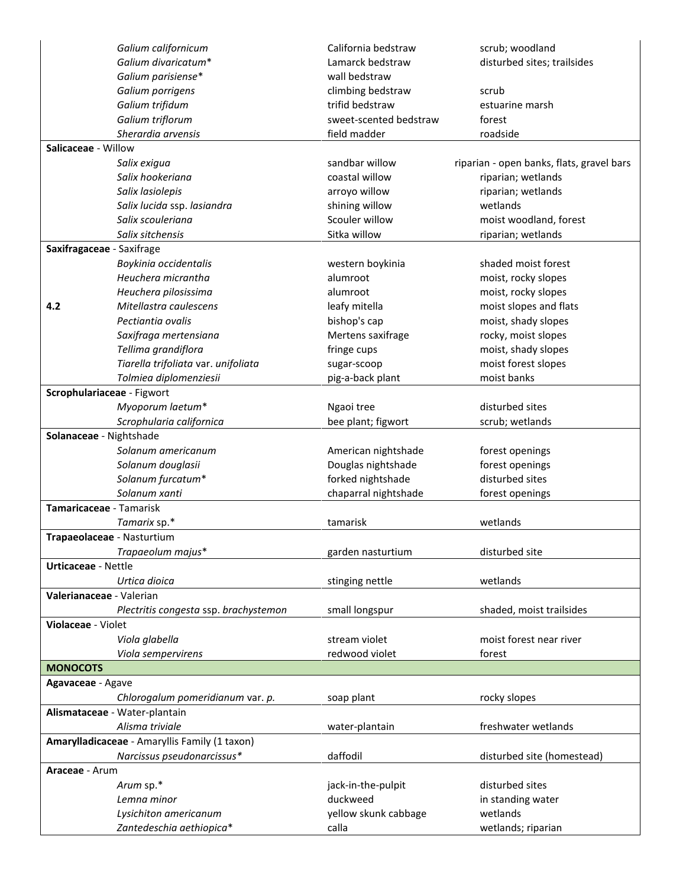| | | | |
|---|---|---|---|
| | *Galium californicum* | California bedstraw | scrub; woodland |
| | *Galium divaricatum** | Lamarck bedstraw | disturbed sites; trailsides |
| | *Galium parisiense** | wall bedstraw | |
| | *Galium porrigens* | climbing bedstraw | scrub |
| | *Galium trifidum* | trifid bedstraw | estuarine marsh |
| | *Galium triflorum* | sweet-scented bedstraw | forest |
| | *Sherardia arvensis* | field madder | roadside |
| **Salicaceae** - Willow | | | |
| | *Salix exigua* | sandbar willow | riparian - open banks, flats, gravel bars |
| | *Salix hookeriana* | coastal willow | riparian; wetlands |
| | *Salix lasiolepis* | arroyo willow | riparian; wetlands |
| | *Salix lucida* ssp. *lasiandra* | shining willow | wetlands |
| | *Salix scouleriana* | Scouler willow | moist woodland, forest |
| | *Salix sitchensis* | Sitka willow | riparian; wetlands |
| **Saxifragaceae** - Saxifrage | | | |
| | *Boykinia occidentalis* | western boykinia | shaded moist forest |
| | *Heuchera micrantha* | alumroot | moist, rocky slopes |
| | *Heuchera pilosissima* | alumroot | moist, rocky slopes |
| **4.2** | *Mitellastra caulescens* | leafy mitella | moist slopes and flats |
| | *Pectiantia ovalis* | bishop's cap | moist, shady slopes |
| | *Saxifraga mertensiana* | Mertens saxifrage | rocky, moist slopes |
| | *Tellima grandiflora* | fringe cups | moist, shady slopes |
| | *Tiarella trifoliata* var. *unifoliata* | sugar-scoop | moist forest slopes |
| | *Tolmiea diplomenziesii* | pig-a-back plant | moist banks |
| **Scrophulariaceae** - Figwort | | | |
| | *Myoporum laetum** | Ngaoi tree | disturbed sites |
| | *Scrophularia californica* | bee plant; figwort | scrub; wetlands |
| **Solanaceae** - Nightshade | | | |
| | *Solanum americanum* | American nightshade | forest openings |
| | *Solanum douglasii* | Douglas nightshade | forest openings |
| | *Solanum furcatum** | forked nightshade | disturbed sites |
| | *Solanum xanti* | chaparral nightshade | forest openings |
| **Tamaricaceae** - Tamarisk | | | |
| | *Tamarix* sp.* | tamarisk | wetlands |
| **Trapaeolaceae** - Nasturtium | | | |
| | *Trapaeolum majus** | garden nasturtium | disturbed site |
| **Urticaceae** - Nettle | | | |
| | *Urtica dioica* | stinging nettle | wetlands |
| **Valerianaceae** - Valerian | | | |
| | *Plectritis congesta* ssp. *brachystemon* | small longspur | shaded, moist trailsides |
| **Violaceae** - Violet | | | |
| | *Viola glabella* | stream violet | moist forest near river |
| | *Viola sempervirens* | redwood violet | forest |
| **MONOCOTS** | | | |
| **Agavaceae** - Agave | | | |
| | *Chlorogalum pomeridianum* var. *p.* | soap plant | rocky slopes |
| **Alismataceae** - Water-plantain | | | |
| | *Alisma triviale* | water-plantain | freshwater wetlands |
| **Amarylladicaceae** - Amaryllis Family (1 taxon) | | | |
| | *Narcissus pseudonarcissus** | daffodil | disturbed site (homestead) |
| **Araceae** - Arum | | | |
| | *Arum* sp.* | jack-in-the-pulpit | disturbed sites |
| | *Lemna minor* | duckweed | in standing water |
| | *Lysichiton americanum* | yellow skunk cabbage | wetlands |
| | *Zantedeschia aethiopica** | calla | wetlands; riparian |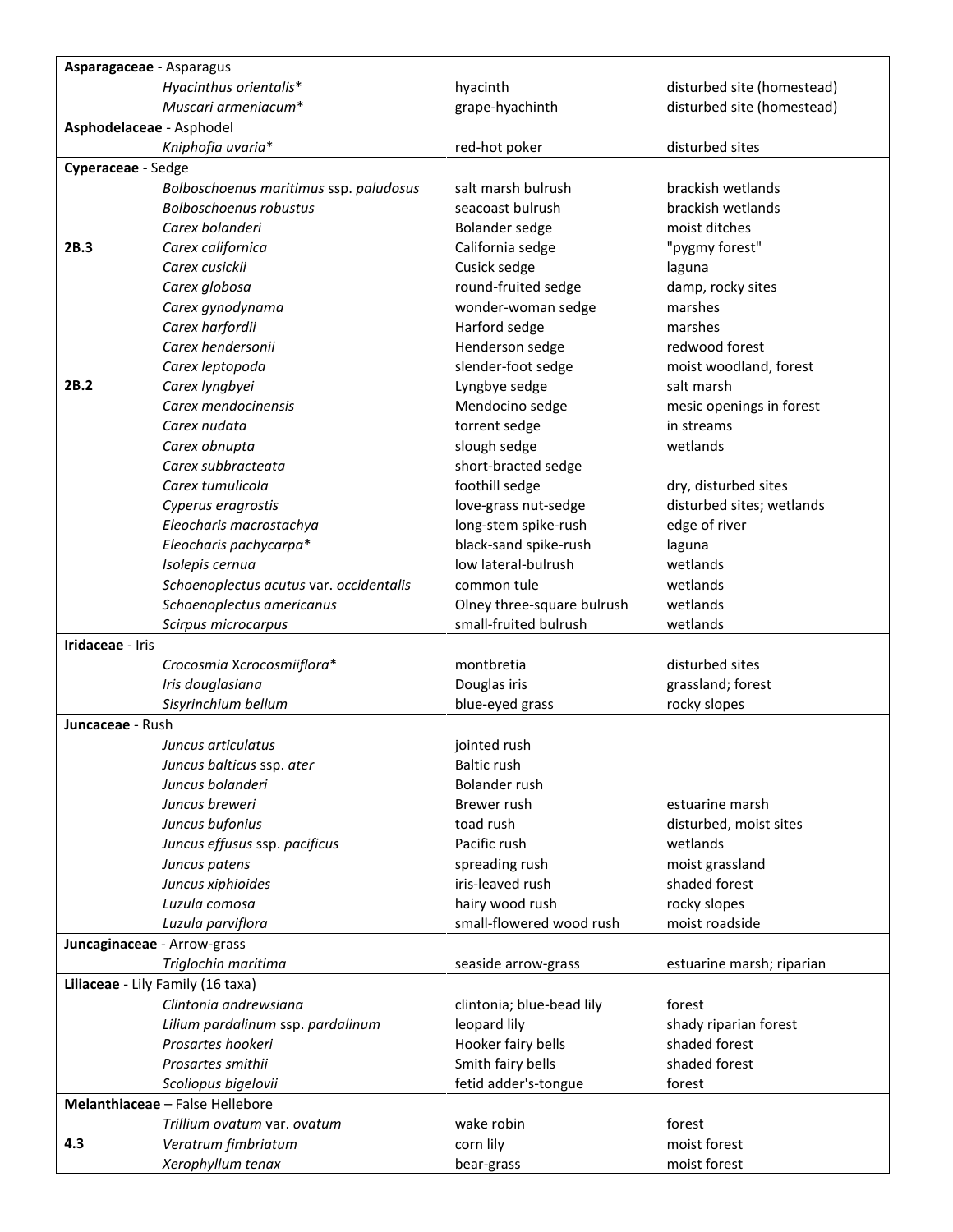| | | | |
|---|---|---|---|
| **Asparagaceae** - Asparagus | | | |
| | *Hyacinthus orientalis** | hyacinth | disturbed site (homestead) |
| | *Muscari armeniacum** | grape-hyachinth | disturbed site (homestead) |
| **Asphodelaceae** - Asphodel | | | |
| | *Kniphofia uvaria** | red-hot poker | disturbed sites |
| **Cyperaceae** - Sedge | | | |
| | *Bolboschoenus maritimus* ssp. *paludosus* | salt marsh bulrush | brackish wetlands |
| | *Bolboschoenus robustus* | seacoast bulrush | brackish wetlands |
| | *Carex bolanderi* | Bolander sedge | moist ditches |
| 2B.3 | *Carex californica* | California sedge | "pygmy forest" |
| | *Carex cusickii* | Cusick sedge | laguna |
| | *Carex globosa* | round-fruited sedge | damp, rocky sites |
| | *Carex gynodynama* | wonder-woman sedge | marshes |
| | *Carex harfordii* | Harford sedge | marshes |
| | *Carex hendersonii* | Henderson sedge | redwood forest |
| | *Carex leptopoda* | slender-foot sedge | moist woodland, forest |
| 2B.2 | *Carex lyngbyei* | Lyngbye sedge | salt marsh |
| | *Carex mendocinensis* | Mendocino sedge | mesic openings in forest |
| | *Carex nudata* | torrent sedge | in streams |
| | *Carex obnupta* | slough sedge | wetlands |
| | *Carex subbracteata* | short-bracted sedge | |
| | *Carex tumulicola* | foothill sedge | dry, disturbed sites |
| | *Cyperus eragrostis* | love-grass nut-sedge | disturbed sites; wetlands |
| | *Eleocharis macrostachya* | long-stem spike-rush | edge of river |
| | *Eleocharis pachycarpa** | black-sand spike-rush | laguna |
| | *Isolepis cernua* | low lateral-bulrush | wetlands |
| | *Schoenoplectus acutus* var. *occidentalis* | common tule | wetlands |
| | *Schoenoplectus americanus* | Olney three-square bulrush | wetlands |
| | *Scirpus microcarpus* | small-fruited bulrush | wetlands |
| **Iridaceae** - Iris | | | |
| | *Crocosmia Xcrocosmiiflora** | montbretia | disturbed sites |
| | *Iris douglasiana* | Douglas iris | grassland; forest |
| | *Sisyrinchium bellum* | blue-eyed grass | rocky slopes |
| **Juncaceae** - Rush | | | |
| | *Juncus articulatus* | jointed rush | |
| | *Juncus balticus* ssp. *ater* | Baltic rush | |
| | *Juncus bolanderi* | Bolander rush | |
| | *Juncus breweri* | Brewer rush | estuarine marsh |
| | *Juncus bufonius* | toad rush | disturbed, moist sites |
| | *Juncus effusus* ssp. *pacificus* | Pacific rush | wetlands |
| | *Juncus patens* | spreading rush | moist grassland |
| | *Juncus xiphioides* | iris-leaved rush | shaded forest |
| | *Luzula comosa* | hairy wood rush | rocky slopes |
| | *Luzula parviflora* | small-flowered wood rush | moist roadside |
| **Juncaginaceae** - Arrow-grass | | | |
| | *Triglochin maritima* | seaside arrow-grass | estuarine marsh; riparian |
| **Liliaceae** - Lily Family (16 taxa) | | | |
| | *Clintonia andrewsiana* | clintonia; blue-bead lily | forest |
| | *Lilium pardalinum* ssp. *pardalinum* | leopard lily | shady riparian forest |
| | *Prosartes hookeri* | Hooker fairy bells | shaded forest |
| | *Prosartes smithii* | Smith fairy bells | shaded forest |
| | *Scoliopus bigelovii* | fetid adder's-tongue | forest |
| **Melanthiaceae** – False Hellebore | | | |
| | *Trillium ovatum* var. *ovatum* | wake robin | forest |
| 4.3 | *Veratrum fimbriatum* | corn lily | moist forest |
| | *Xerophyllum tenax* | bear-grass | moist forest |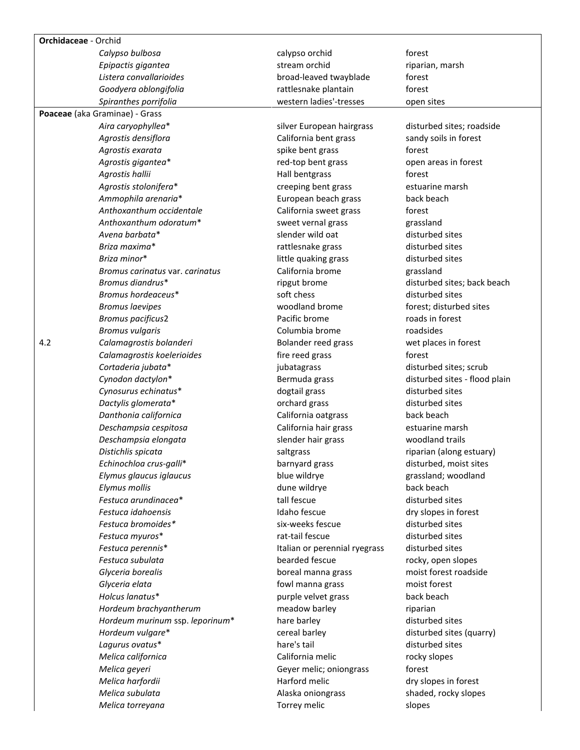| | | | |
|---|---|---|---|
| **Orchidaceae** - Orchid | | | |
| | *Calypso bulbosa* | calypso orchid | forest |
| | *Epipactis gigantea* | stream orchid | riparian, marsh |
| | *Listera convallarioides* | broad-leaved twayblade | forest |
| | *Goodyera oblongifolia* | rattlesnake plantain | forest |
| | *Spiranthes porrifolia* | western ladies'-tresses | open sites |
| **Poaceae** (aka Graminae) - Grass | | | |
| | *Aira caryophyllea** | silver European hairgrass | disturbed sites; roadside |
| | *Agrostis densiflora* | California bent grass | sandy soils in forest |
| | *Agrostis exarata* | spike bent grass | forest |
| | *Agrostis gigantea** | red-top bent grass | open areas in forest |
| | *Agrostis hallii* | Hall bentgrass | forest |
| | *Agrostis stolonifera** | creeping bent grass | estuarine marsh |
| | *Ammophila arenaria** | European beach grass | back beach |
| | *Anthoxanthum occidentale* | California sweet grass | forest |
| | *Anthoxanthum odoratum** | sweet vernal grass | grassland |
| | *Avena barbata** | slender wild oat | disturbed sites |
| | *Briza maxima** | rattlesnake grass | disturbed sites |
| | *Briza minor** | little quaking grass | disturbed sites |
| | *Bromus carinatus* var. *carinatus* | California brome | grassland |
| | *Bromus diandrus** | ripgut brome | disturbed sites; back beach |
| | *Bromus hordeaceus** | soft chess | disturbed sites |
| | *Bromus laevipes* | woodland brome | forest; disturbed sites |
| | *Bromus pacificus*2 | Pacific brome | roads in forest |
| | *Bromus vulgaris* | Columbia brome | roadsides |
| 4.2 | *Calamagrostis bolanderi* | Bolander reed grass | wet places in forest |
| | *Calamagrostis koelerioides* | fire reed grass | forest |
| | *Cortaderia jubata** | jubatagrass | disturbed sites; scrub |
| | *Cynodon dactylon** | Bermuda grass | disturbed sites - flood plain |
| | *Cynosurus echinatus** | dogtail grass | disturbed sites |
| | *Dactylis glomerata** | orchard grass | disturbed sites |
| | *Danthonia californica* | California oatgrass | back beach |
| | *Deschampsia cespitosa* | California hair grass | estuarine marsh |
| | *Deschampsia elongata* | slender hair grass | woodland trails |
| | *Distichlis spicata* | saltgrass | riparian (along estuary) |
| | *Echinochloa crus-galli** | barnyard grass | disturbed, moist sites |
| | *Elymus glaucus iglaucus* | blue wildrye | grassland; woodland |
| | *Elymus mollis* | dune wildrye | back beach |
| | *Festuca arundinacea** | tall fescue | disturbed sites |
| | *Festuca idahoensis* | Idaho fescue | dry slopes in forest |
| | *Festuca bromoides** | six-weeks fescue | disturbed sites |
| | *Festuca myuros** | rat-tail fescue | disturbed sites |
| | *Festuca perennis** | Italian or perennial ryegrass | disturbed sites |
| | *Festuca subulata* | bearded fescue | rocky, open slopes |
| | *Glyceria borealis* | boreal manna grass | moist forest roadside |
| | *Glyceria elata* | fowl manna grass | moist forest |
| | *Holcus lanatus** | purple velvet grass | back beach |
| | *Hordeum brachyantherum* | meadow barley | riparian |
| | *Hordeum murinum* ssp. *leporinum** | hare barley | disturbed sites |
| | *Hordeum vulgare** | cereal barley | disturbed sites (quarry) |
| | *Lagurus ovatus** | hare's tail | disturbed sites |
| | *Melica californica* | California melic | rocky slopes |
| | *Melica geyeri* | Geyer melic; oniongrass | forest |
| | *Melica harfordii* | Harford melic | dry slopes in forest |
| | *Melica subulata* | Alaska oniongrass | shaded, rocky slopes |
| | *Melica torreyana* | Torrey melic | slopes |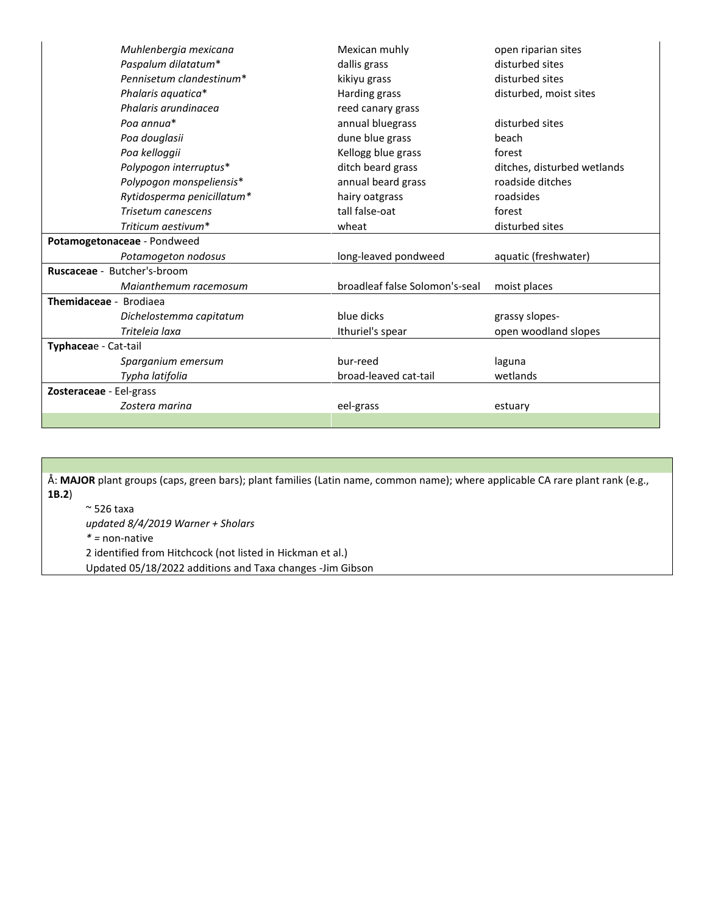| | | |
|---|---|---|
| *Muhlenbergia mexicana* | Mexican muhly | open riparian sites |
| *Paspalum dilatatum** | dallis grass | disturbed sites |
| *Pennisetum clandestinum** | kikiyu grass | disturbed sites |
| *Phalaris aquatica** | Harding grass | disturbed, moist sites |
| *Phalaris arundinacea* | reed canary grass | |
| *Poa annua** | annual bluegrass | disturbed sites |
| *Poa douglasii* | dune blue grass | beach |
| *Poa kelloggii* | Kellogg blue grass | forest |
| *Polypogon interruptus** | ditch beard grass | ditches, disturbed wetlands |
| *Polypogon monspeliensis** | annual beard grass | roadside ditches |
| *Rytidosperma penicillatum** | hairy oatgrass | roadsides |
| *Trisetum canescens* | tall false-oat | forest |
| *Triticum aestivum** | wheat | disturbed sites |
| **Potamogetonaceae** - Pondweed | | |
| *Potamogeton nodosus* | long-leaved pondweed | aquatic (freshwater) |
| **Ruscaceae** - Butcher's-broom | | |
| *Maianthemum racemosum* | broadleaf false Solomon's-seal | moist places |
| **Themidaceae** - Brodiaea | | |
| *Dichelostemma capitatum* | blue dicks | grassy slopes- |
| *Triteleia laxa* | Ithuriel's spear | open woodland slopes |
| **Typhacea**e - Cat-tail | | |
| *Sparganium emersum* | bur-reed | laguna |
| *Typha latifolia* | broad-leaved cat-tail | wetlands |
| **Zosteraceae** - Eel-grass | | |
| *Zostera marina* | eel-grass | estuary |

Å: **MAJOR** plant groups (caps, green bars); plant families (Latin name, common name); where applicable CA rare plant rank (e.g., **1B.2**)

~ 526 taxa

*updated 8/4/2019 Warner + Sholars*

* = non-native

2 identified from Hitchcock (not listed in Hickman et al.)

Updated 05/18/2022 additions and Taxa changes -Jim Gibson